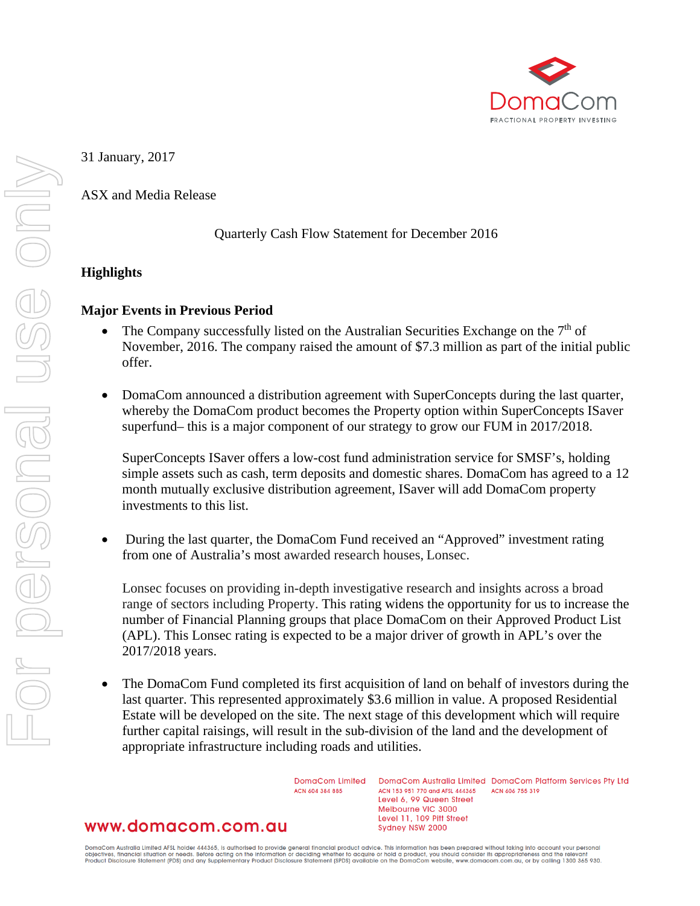31 January, 2017

ASX and Media Release

Quarterly Cash Flow Statement for December 2016

## Highlights

### Major Events in Previous Period

- The Company successfully listed on the Australian Securities Exchange on the 7th of November, 2016. The company raised the amount of $7.3 million as part of the initial public offer.

- DomaCom announced a distribution agreement with SuperConcepts during the last quarter, whereby the DomaCom product becomes the Property option within SuperConcepts ISaver superfund– this is a major component of our strategy to grow our FUM in 2017/2018.

  SuperConcepts ISaver offers a low-cost fund administration service for SMSF's, holding simple assets such as cash, term deposits and domestic shares. DomaCom has agreed to a 12 month mutually exclusive distribution agreement, ISaver will add DomaCom property investments to this list.

- During the last quarter, the DomaCom Fund received an "Approved" investment rating from one of Australia's most awarded research houses, Lonsec.

  Lonsec focuses on providing in-depth investigative research and insights across a broad range of sectors including Property. This rating widens the opportunity for us to increase the number of Financial Planning groups that place DomaCom on their Approved Product List (APL). This Lonsec rating is expected to be a major driver of growth in APL's over the 2017/2018 years.

- The DomaCom Fund completed its first acquisition of land on behalf of investors during the last quarter. This represented approximately $3.6 million in value. A proposed Residential Estate will be developed on the site. The next stage of this development which will require further capital raisings, will result in the sub-division of the land and the development of appropriate infrastructure including roads and utilities.

DomaCom Limited ACN 604 384 885

DomaCom Australia Limited ACN 153 951 770 and AFSL 444365
Level 6, 99 Queen Street
Melbourne VIC 3000
Level 11, 109 Pitt Street
Sydney NSW 2000

DomaCom Platform Services Pty Ltd ACN 606 755 319

www.domacom.com.au

DomaCom Australia Limited AFSL holder 444365, is authorised to provide general financial product advice. This information has been prepared without taking into account your personal objectives, financial situation or needs. Before acting on the information or deciding whether to acquire or hold a product, you should consider its appropriateness and the relevant Product Disclosure Statement (PDS) and any Supplementary Product Disclosure Statement (SPDS) available on the DomaCom website, www.domacom.com.au, or by calling 1300 365 930.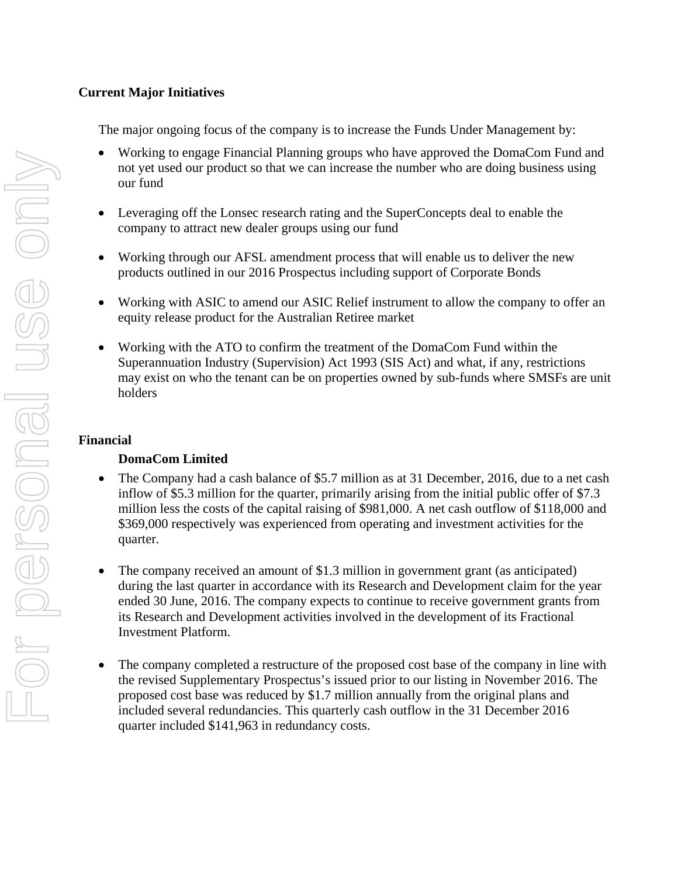**Current Major Initiatives**

The major ongoing focus of the company is to increase the Funds Under Management by:

- Working to engage Financial Planning groups who have approved the DomaCom Fund and not yet used our product so that we can increase the number who are doing business using our fund
- Leveraging off the Lonsec research rating and the SuperConcepts deal to enable the company to attract new dealer groups using our fund
- Working through our AFSL amendment process that will enable us to deliver the new products outlined in our 2016 Prospectus including support of Corporate Bonds
- Working with ASIC to amend our ASIC Relief instrument to allow the company to offer an equity release product for the Australian Retiree market
- Working with the ATO to confirm the treatment of the DomaCom Fund within the Superannuation Industry (Supervision) Act 1993 (SIS Act) and what, if any, restrictions may exist on who the tenant can be on properties owned by sub-funds where SMSFs are unit holders

**Financial**

**DomaCom Limited**

- The Company had a cash balance of $5.7 million as at 31 December, 2016, due to a net cash inflow of $5.3 million for the quarter, primarily arising from the initial public offer of $7.3 million less the costs of the capital raising of $981,000. A net cash outflow of $118,000 and $369,000 respectively was experienced from operating and investment activities for the quarter.
- The company received an amount of $1.3 million in government grant (as anticipated) during the last quarter in accordance with its Research and Development claim for the year ended 30 June, 2016. The company expects to continue to receive government grants from its Research and Development activities involved in the development of its Fractional Investment Platform.
- The company completed a restructure of the proposed cost base of the company in line with the revised Supplementary Prospectus's issued prior to our listing in November 2016. The proposed cost base was reduced by $1.7 million annually from the original plans and included several redundancies. This quarterly cash outflow in the 31 December 2016 quarter included $141,963 in redundancy costs.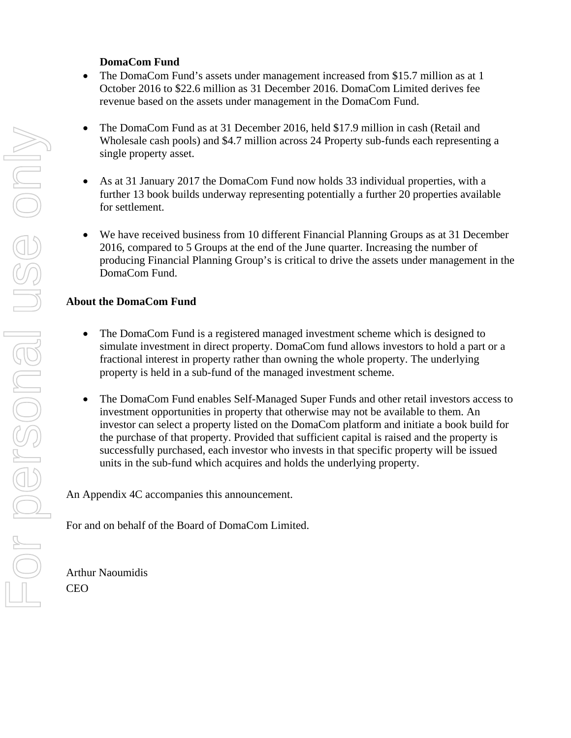**DomaCom Fund**

- The DomaCom Fund's assets under management increased from $15.7 million as at 1 October 2016 to $22.6 million as 31 December 2016. DomaCom Limited derives fee revenue based on the assets under management in the DomaCom Fund.

- The DomaCom Fund as at 31 December 2016, held $17.9 million in cash (Retail and Wholesale cash pools) and $4.7 million across 24 Property sub-funds each representing a single property asset.

- As at 31 January 2017 the DomaCom Fund now holds 33 individual properties, with a further 13 book builds underway representing potentially a further 20 properties available for settlement.

- We have received business from 10 different Financial Planning Groups as at 31 December 2016, compared to 5 Groups at the end of the June quarter. Increasing the number of producing Financial Planning Group's is critical to drive the assets under management in the DomaCom Fund.

**About the DomaCom Fund**

- The DomaCom Fund is a registered managed investment scheme which is designed to simulate investment in direct property. DomaCom fund allows investors to hold a part or a fractional interest in property rather than owning the whole property. The underlying property is held in a sub-fund of the managed investment scheme.

- The DomaCom Fund enables Self-Managed Super Funds and other retail investors access to investment opportunities in property that otherwise may not be available to them. An investor can select a property listed on the DomaCom platform and initiate a book build for the purchase of that property. Provided that sufficient capital is raised and the property is successfully purchased, each investor who invests in that specific property will be issued units in the sub-fund which acquires and holds the underlying property.

An Appendix 4C accompanies this announcement.

For and on behalf of the Board of DomaCom Limited.

Arthur Naoumidis
CEO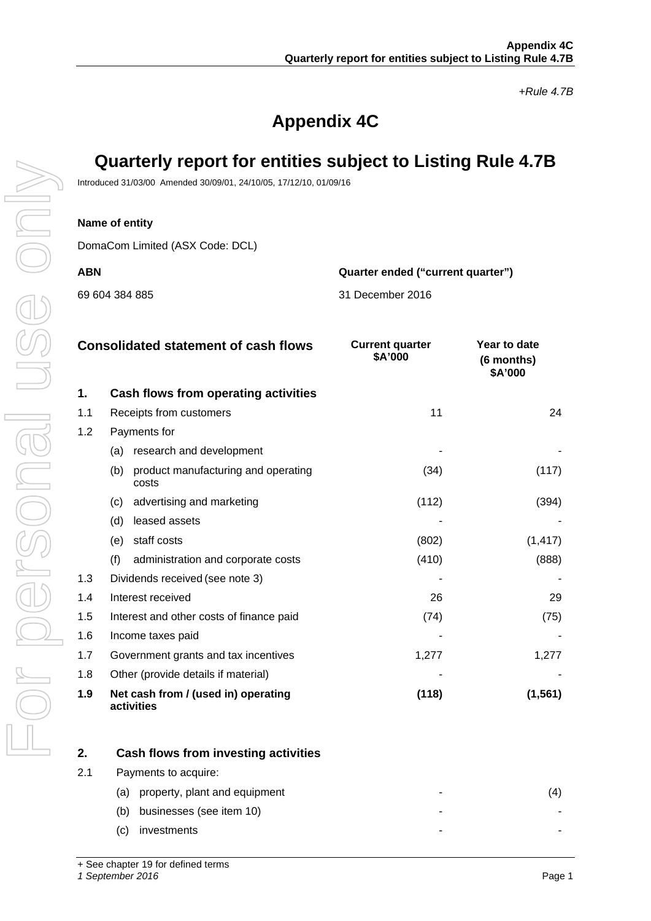*+Rule 4.7B*

# Appendix 4C

## Quarterly report for entities subject to Listing Rule 4.7B

Introduced 31/03/00 Amended 30/09/01, 24/10/05, 17/12/10, 01/09/16

**Name of entity**

DomaCom Limited (ASX Code: DCL)

| **ABN** | **Quarter ended ("current quarter")** |
|---|---|
| 69 604 384 885 | 31 December 2016 |

| **Consolidated statement of cash flows** | | **Current quarter $A'000** | **Year to date (6 months) $A'000** |
|---|---|---|---|
| **1.** | **Cash flows from operating activities** | | |
| 1.1 | Receipts from customers | 11 | 24 |
| 1.2 | Payments for | | |
| | (a) research and development | - | - |
| | (b) product manufacturing and operating costs | (34) | (117) |
| | (c) advertising and marketing | (112) | (394) |
| | (d) leased assets | - | - |
| | (e) staff costs | (802) | (1,417) |
| | (f) administration and corporate costs | (410) | (888) |
| 1.3 | Dividends received (see note 3) | - | - |
| 1.4 | Interest received | 26 | 29 |
| 1.5 | Interest and other costs of finance paid | (74) | (75) |
| 1.6 | Income taxes paid | - | - |
| 1.7 | Government grants and tax incentives | 1,277 | 1,277 |
| 1.8 | Other (provide details if material) | - | - |
| **1.9** | **Net cash from / (used in) operating activities** | **(118)** | **(1,561)** |
| | | | |
| **2.** | **Cash flows from investing activities** | | |
| 2.1 | Payments to acquire: | | |
| | (a) property, plant and equipment | - | (4) |
| | (b) businesses (see item 10) | - | - |
| | (c) investments | - | - |

+ See chapter 19 for defined terms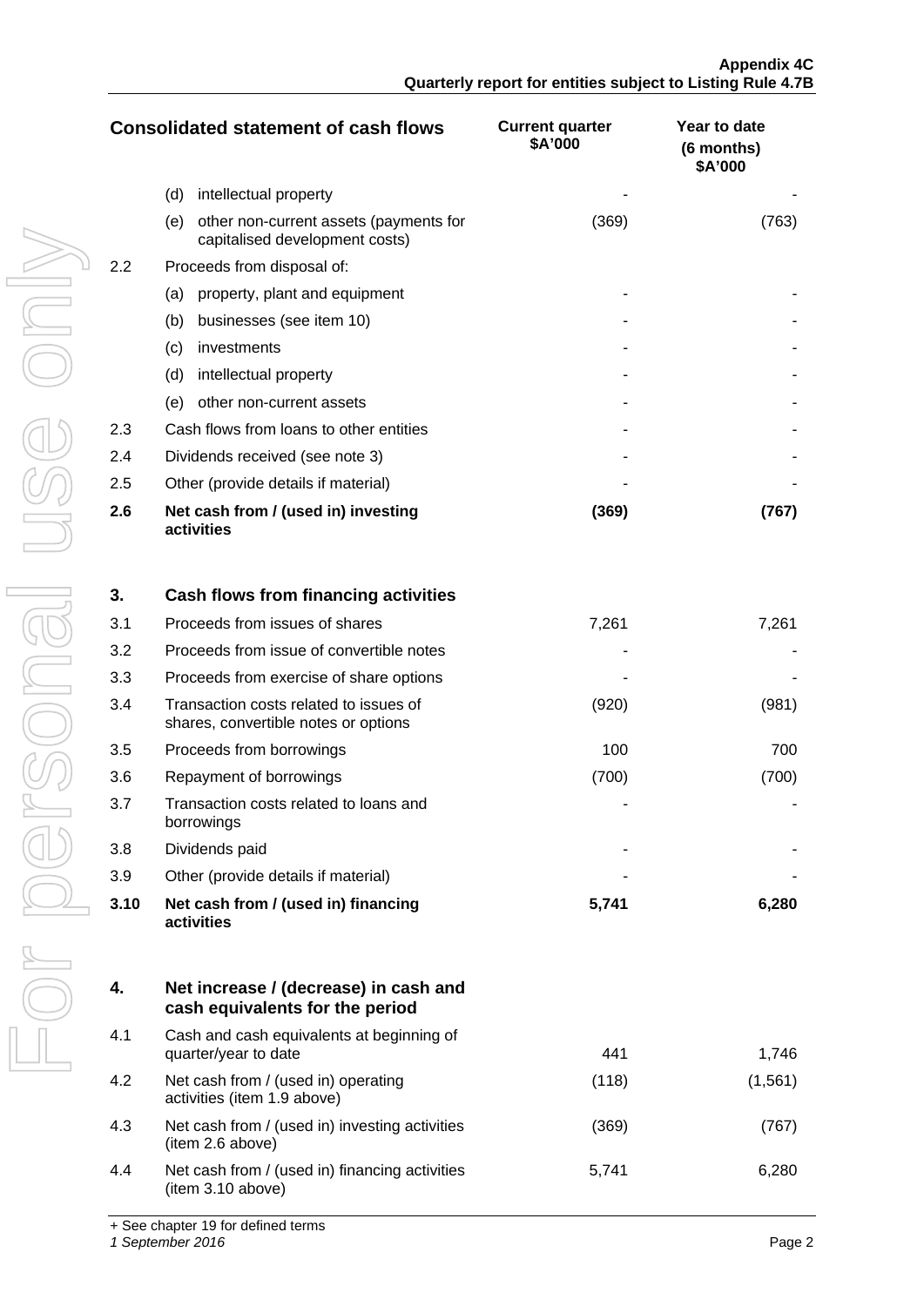| Consolidated statement of cash flows | | Current quarter $A'000 | Year to date (6 months) $A'000 |
|---|---|---|---|
| | (d) intellectual property | - | - |
| | (e) other non-current assets (payments for capitalised development costs) | (369) | (763) |
| 2.2 | Proceeds from disposal of: | | |
| | (a) property, plant and equipment | - | - |
| | (b) businesses (see item 10) | - | - |
| | (c) investments | - | - |
| | (d) intellectual property | - | - |
| | (e) other non-current assets | - | - |
| 2.3 | Cash flows from loans to other entities | - | - |
| 2.4 | Dividends received (see note 3) | - | - |
| 2.5 | Other (provide details if material) | - | - |
| **2.6** | **Net cash from / (used in) investing activities** | **(369)** | **(767)** |
| | | | |
| **3.** | **Cash flows from financing activities** | | |
| 3.1 | Proceeds from issues of shares | 7,261 | 7,261 |
| 3.2 | Proceeds from issue of convertible notes | - | - |
| 3.3 | Proceeds from exercise of share options | - | - |
| 3.4 | Transaction costs related to issues of shares, convertible notes or options | (920) | (981) |
| 3.5 | Proceeds from borrowings | 100 | 700 |
| 3.6 | Repayment of borrowings | (700) | (700) |
| 3.7 | Transaction costs related to loans and borrowings | - | - |
| 3.8 | Dividends paid | - | - |
| 3.9 | Other (provide details if material) | - | - |
| **3.10** | **Net cash from / (used in) financing activities** | **5,741** | **6,280** |
| | | | |
| **4.** | **Net increase / (decrease) in cash and cash equivalents for the period** | | |
| 4.1 | Cash and cash equivalents at beginning of quarter/year to date | 441 | 1,746 |
| 4.2 | Net cash from / (used in) operating activities (item 1.9 above) | (118) | (1,561) |
| 4.3 | Net cash from / (used in) investing activities (item 2.6 above) | (369) | (767) |
| 4.4 | Net cash from / (used in) financing activities (item 3.10 above) | 5,741 | 6,280 |

+ See chapter 19 for defined terms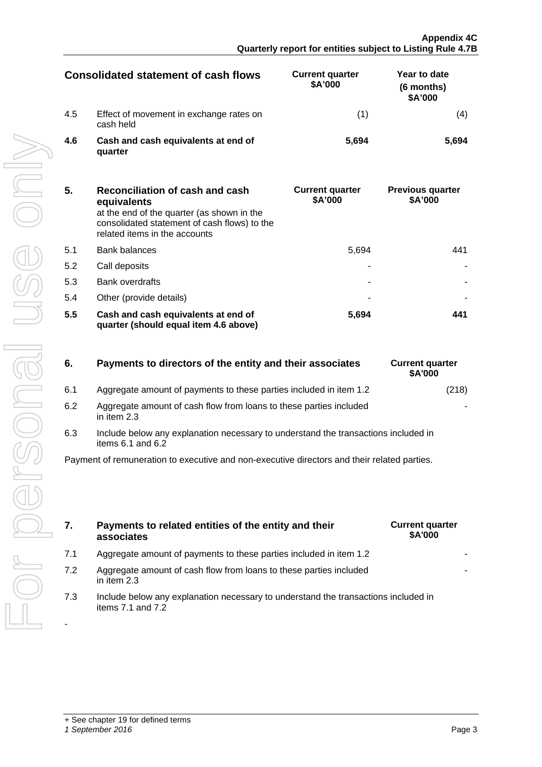| Consolidated statement of cash flows | | Current quarter $A'000 | Year to date (6 months) $A'000 |
|---|---|---|---|
| 4.5 | Effect of movement in exchange rates on cash held | (1) | (4) |
| **4.6** | **Cash and cash equivalents at end of quarter** | **5,694** | **5,694** |

| **5.** | **Reconciliation of cash and cash equivalents** at the end of the quarter (as shown in the consolidated statement of cash flows) to the related items in the accounts | **Current quarter $A'000** | **Previous quarter $A'000** |
|---|---|---|---|
| 5.1 | Bank balances | 5,694 | 441 |
| 5.2 | Call deposits | - | - |
| 5.3 | Bank overdrafts | - | - |
| 5.4 | Other (provide details) | - | - |
| **5.5** | **Cash and cash equivalents at end of quarter (should equal item 4.6 above)** | **5,694** | **441** |

| **6.** | **Payments to directors of the entity and their associates** | **Current quarter $A'000** |
|---|---|---|
| 6.1 | Aggregate amount of payments to these parties included in item 1.2 | (218) |
| 6.2 | Aggregate amount of cash flow from loans to these parties included in item 2.3 | - |

6.3 Include below any explanation necessary to understand the transactions included in items 6.1 and 6.2

Payment of remuneration to executive and non-executive directors and their related parties.

| **7.** | **Payments to related entities of the entity and their associates** | **Current quarter $A'000** |
|---|---|---|
| 7.1 | Aggregate amount of payments to these parties included in item 1.2 | - |
| 7.2 | Aggregate amount of cash flow from loans to these parties included in item 2.3 | - |

7.3 Include below any explanation necessary to understand the transactions included in items 7.1 and 7.2

-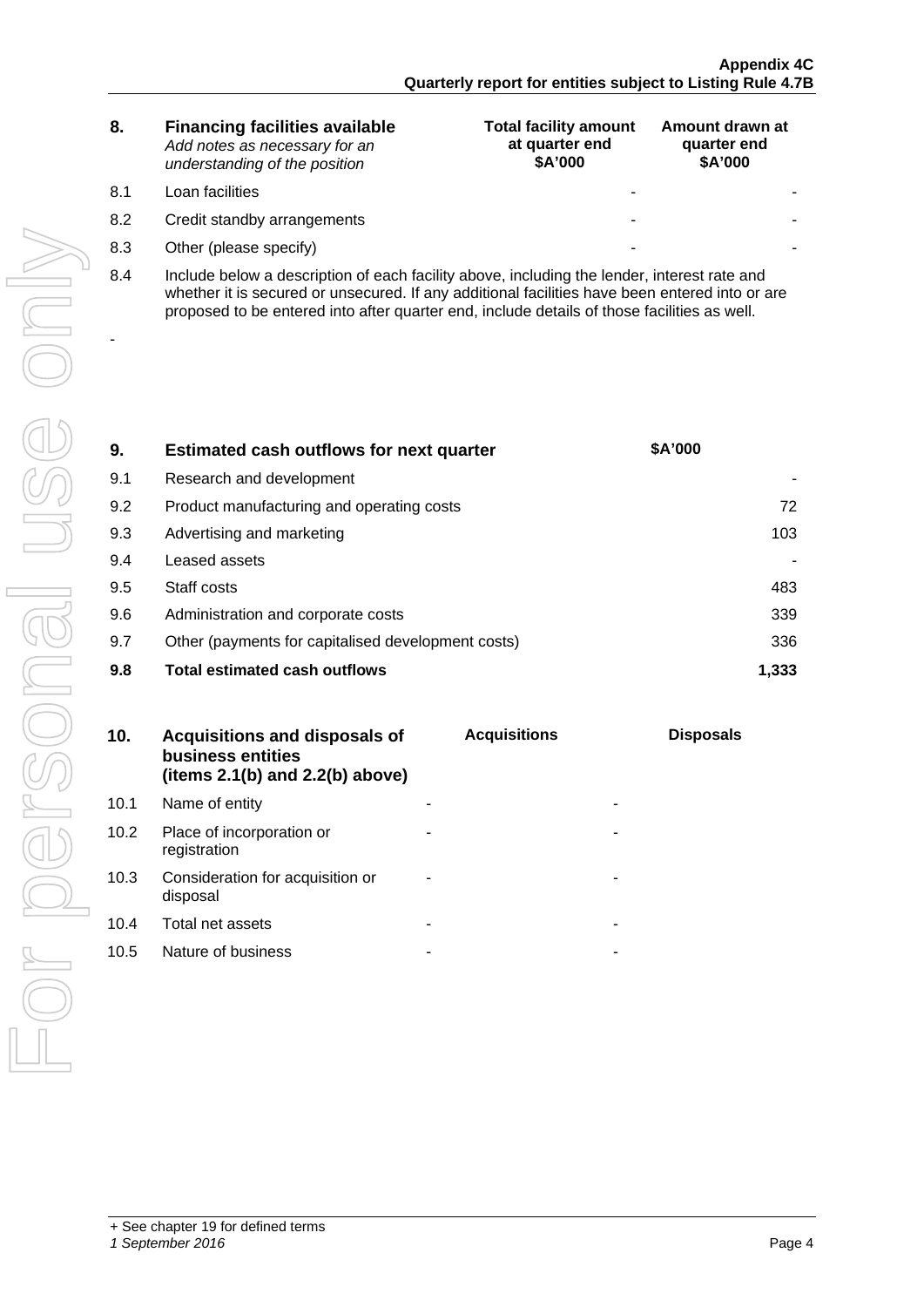| 8. | **Financing facilities available**<br>*Add notes as necessary for an understanding of the position* | **Total facility amount at quarter end $A'000** | **Amount drawn at quarter end $A'000** |
|---|---|---|---|
| 8.1 | Loan facilities | - | - |
| 8.2 | Credit standby arrangements | - | - |
| 8.3 | Other (please specify) | - | - |

8.4 Include below a description of each facility above, including the lender, interest rate and whether it is secured or unsecured. If any additional facilities have been entered into or are proposed to be entered into after quarter end, include details of those facilities as well.

-

| 9. | **Estimated cash outflows for next quarter** | **$A'000** |
|---|---|---|
| 9.1 | Research and development | - |
| 9.2 | Product manufacturing and operating costs | 72 |
| 9.3 | Advertising and marketing | 103 |
| 9.4 | Leased assets | - |
| 9.5 | Staff costs | 483 |
| 9.6 | Administration and corporate costs | 339 |
| 9.7 | Other (payments for capitalised development costs) | 336 |
| **9.8** | **Total estimated cash outflows** | **1,333** |

| 10. | **Acquisitions and disposals of business entities (items 2.1(b) and 2.2(b) above)** | **Acquisitions** | **Disposals** |
|---|---|---|---|
| 10.1 | Name of entity | - | - |
| 10.2 | Place of incorporation or registration | - | - |
| 10.3 | Consideration for acquisition or disposal | - | - |
| 10.4 | Total net assets | - | - |
| 10.5 | Nature of business | - | - |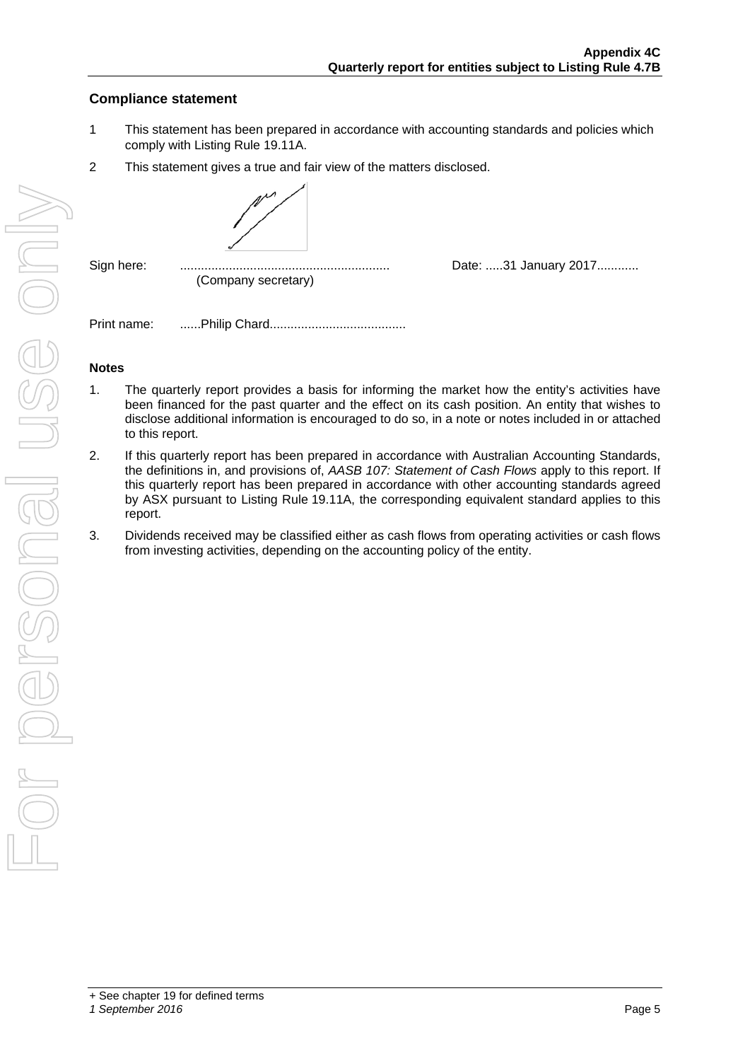## Compliance statement

1 This statement has been prepared in accordance with accounting standards and policies which comply with Listing Rule 19.11A.

2 This statement gives a true and fair view of the matters disclosed.

Sign here: ............................................................ Date: .....31 January 2017............
(Company secretary)

Print name: ......Philip Chard.......................................

## Notes

1. The quarterly report provides a basis for informing the market how the entity's activities have been financed for the past quarter and the effect on its cash position. An entity that wishes to disclose additional information is encouraged to do so, in a note or notes included in or attached to this report.

2. If this quarterly report has been prepared in accordance with Australian Accounting Standards, the definitions in, and provisions of, *AASB 107: Statement of Cash Flows* apply to this report. If this quarterly report has been prepared in accordance with other accounting standards agreed by ASX pursuant to Listing Rule 19.11A, the corresponding equivalent standard applies to this report.

3. Dividends received may be classified either as cash flows from operating activities or cash flows from investing activities, depending on the accounting policy of the entity.